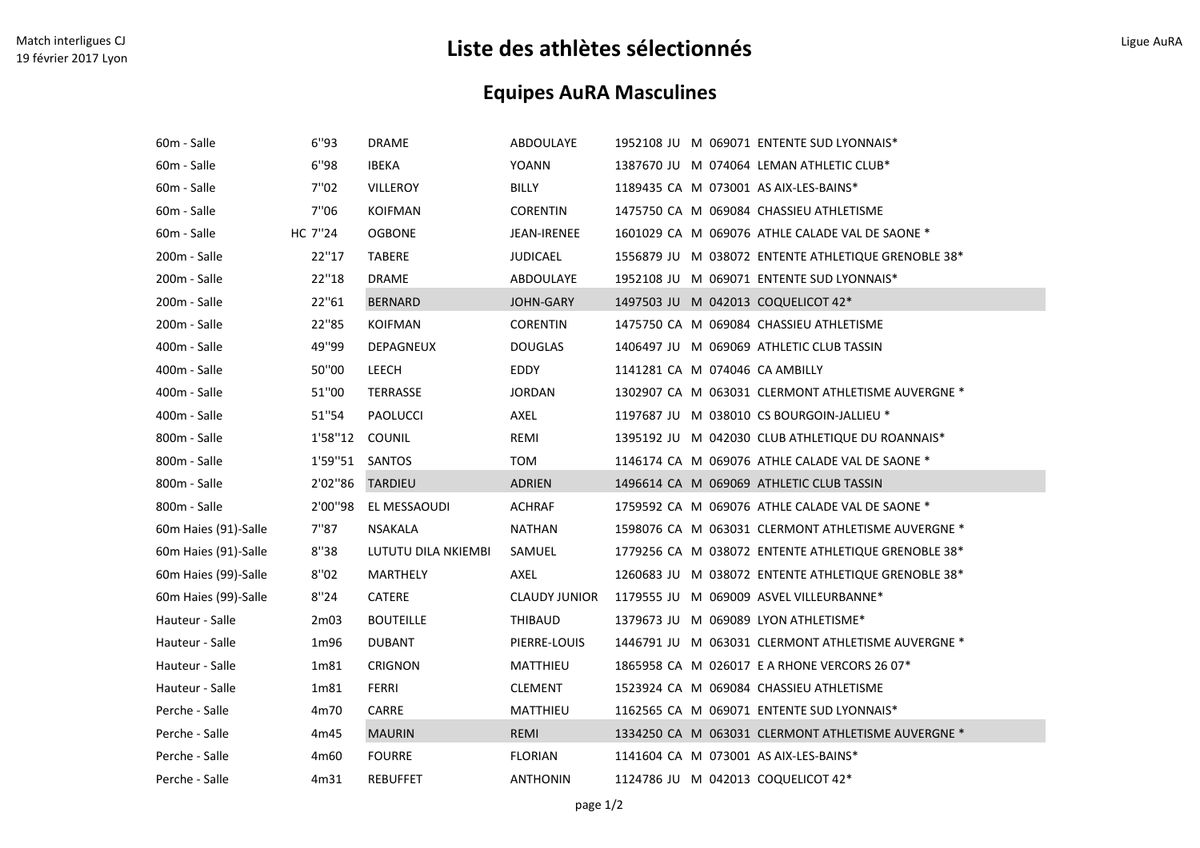Match interligues CJ
19 février 2017 Lyon

Ligue AuRA

# Liste des athlètes sélectionnés

## Equipes AuRA Masculines

| Épreuve | Perf. | Nom | Prénom | Licence | Cat. | Sexe | Club n° | Club |
|---|---|---|---|---|---|---|---|---|
| 60m - Salle | 6''93 | DRAME | ABDOULAYE | 1952108 | JU | M | 069071 | ENTENTE SUD LYONNAIS* |
| 60m - Salle | 6''98 | IBEKA | YOANN | 1387670 | JU | M | 074064 | LEMAN ATHLETIC CLUB* |
| 60m - Salle | 7''02 | VILLEROY | BILLY | 1189435 | CA | M | 073001 | AS AIX-LES-BAINS* |
| 60m - Salle | 7''06 | KOIFMAN | CORENTIN | 1475750 | CA | M | 069084 | CHASSIEU ATHLETISME |
| 60m - Salle | HC 7''24 | OGBONE | JEAN-IRENEE | 1601029 | CA | M | 069076 | ATHLE CALADE VAL DE SAONE * |
| 200m - Salle | 22''17 | TABERE | JUDICAEL | 1556879 | JU | M | 038072 | ENTENTE ATHLETIQUE GRENOBLE 38* |
| 200m - Salle | 22''18 | DRAME | ABDOULAYE | 1952108 | JU | M | 069071 | ENTENTE SUD LYONNAIS* |
| 200m - Salle | 22''61 | BERNARD | JOHN-GARY | 1497503 | JU | M | 042013 | COQUELICOT 42* |
| 200m - Salle | 22''85 | KOIFMAN | CORENTIN | 1475750 | CA | M | 069084 | CHASSIEU ATHLETISME |
| 400m - Salle | 49''99 | DEPAGNEUX | DOUGLAS | 1406497 | JU | M | 069069 | ATHLETIC CLUB TASSIN |
| 400m - Salle | 50''00 | LEECH | EDDY | 1141281 | CA | M | 074046 | CA AMBILLY |
| 400m - Salle | 51''00 | TERRASSE | JORDAN | 1302907 | CA | M | 063031 | CLERMONT ATHLETISME AUVERGNE * |
| 400m - Salle | 51''54 | PAOLUCCI | AXEL | 1197687 | JU | M | 038010 | CS BOURGOIN-JALLIEU * |
| 800m - Salle | 1'58''12 | COUNIL | REMI | 1395192 | JU | M | 042030 | CLUB ATHLETIQUE DU ROANNAIS* |
| 800m - Salle | 1'59''51 | SANTOS | TOM | 1146174 | CA | M | 069076 | ATHLE CALADE VAL DE SAONE * |
| 800m - Salle | 2'02''86 | TARDIEU | ADRIEN | 1496614 | CA | M | 069069 | ATHLETIC CLUB TASSIN |
| 800m - Salle | 2'00''98 | EL MESSAOUDI | ACHRAF | 1759592 | CA | M | 069076 | ATHLE CALADE VAL DE SAONE * |
| 60m Haies (91)-Salle | 7''87 | NSAKALA | NATHAN | 1598076 | CA | M | 063031 | CLERMONT ATHLETISME AUVERGNE * |
| 60m Haies (91)-Salle | 8''38 | LUTUTU DILA NKIEMBI | SAMUEL | 1779256 | CA | M | 038072 | ENTENTE ATHLETIQUE GRENOBLE 38* |
| 60m Haies (99)-Salle | 8''02 | MARTHELY | AXEL | 1260683 | JU | M | 038072 | ENTENTE ATHLETIQUE GRENOBLE 38* |
| 60m Haies (99)-Salle | 8''24 | CATERE | CLAUDY JUNIOR | 1179555 | JU | M | 069009 | ASVEL VILLEURBANNE* |
| Hauteur - Salle | 2m03 | BOUTEILLE | THIBAUD | 1379673 | JU | M | 069089 | LYON ATHLETISME* |
| Hauteur - Salle | 1m96 | DUBANT | PIERRE-LOUIS | 1446791 | JU | M | 063031 | CLERMONT ATHLETISME AUVERGNE * |
| Hauteur - Salle | 1m81 | CRIGNON | MATTHIEU | 1865958 | CA | M | 026017 | E A RHONE VERCORS 26 07* |
| Hauteur - Salle | 1m81 | FERRI | CLEMENT | 1523924 | CA | M | 069084 | CHASSIEU ATHLETISME |
| Perche - Salle | 4m70 | CARRE | MATTHIEU | 1162565 | CA | M | 069071 | ENTENTE SUD LYONNAIS* |
| Perche - Salle | 4m45 | MAURIN | REMI | 1334250 | CA | M | 063031 | CLERMONT ATHLETISME AUVERGNE * |
| Perche - Salle | 4m60 | FOURRE | FLORIAN | 1141604 | CA | M | 073001 | AS AIX-LES-BAINS* |
| Perche - Salle | 4m31 | REBUFFET | ANTHONIN | 1124786 | JU | M | 042013 | COQUELICOT 42* |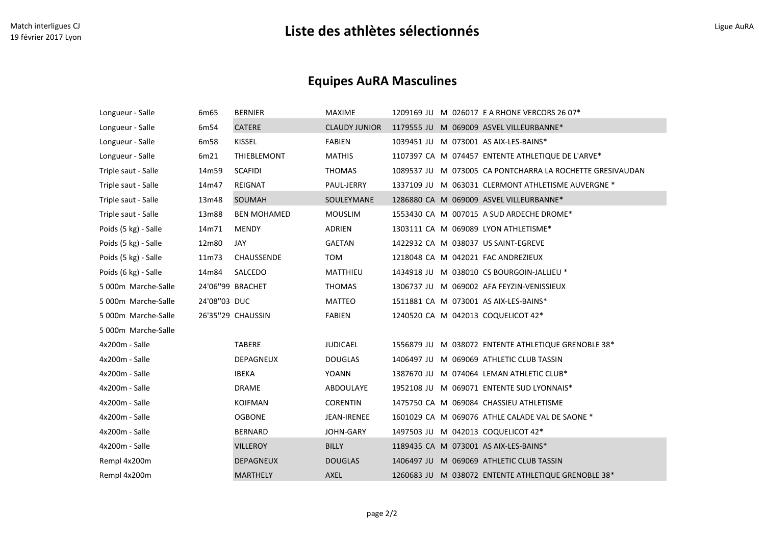# Liste des athlètes sélectionnés

## Equipes AuRA Masculines

| | | | | | | | | |
|---|---|---|---|---|---|---|---|---|
| Longueur - Salle | 6m65 | BERNIER | MAXIME | 1209169 | JU | M | 026017 | E A RHONE VERCORS 26 07* |
| Longueur - Salle | 6m54 | CATERE | CLAUDY JUNIOR | 1179555 | JU | M | 069009 | ASVEL VILLEURBANNE* |
| Longueur - Salle | 6m58 | KISSEL | FABIEN | 1039451 | JU | M | 073001 | AS AIX-LES-BAINS* |
| Longueur - Salle | 6m21 | THIEBLEMONT | MATHIS | 1107397 | CA | M | 074457 | ENTENTE ATHLETIQUE DE L'ARVE* |
| Triple saut - Salle | 14m59 | SCAFIDI | THOMAS | 1089537 | JU | M | 073005 | CA PONTCHARRA LA ROCHETTE GRESIVAUDAN |
| Triple saut - Salle | 14m47 | REIGNAT | PAUL-JERRY | 1337109 | JU | M | 063031 | CLERMONT ATHLETISME AUVERGNE * |
| Triple saut - Salle | 13m48 | SOUMAH | SOULEYMANE | 1286880 | CA | M | 069009 | ASVEL VILLEURBANNE* |
| Triple saut - Salle | 13m88 | BEN MOHAMED | MOUSLIM | 1553430 | CA | M | 007015 | A SUD ARDECHE DROME* |
| Poids (5 kg) - Salle | 14m71 | MENDY | ADRIEN | 1303111 | CA | M | 069089 | LYON ATHLETISME* |
| Poids (5 kg) - Salle | 12m80 | JAY | GAETAN | 1422932 | CA | M | 038037 | US SAINT-EGREVE |
| Poids (5 kg) - Salle | 11m73 | CHAUSSENDE | TOM | 1218048 | CA | M | 042021 | FAC ANDREZIEUX |
| Poids (6 kg) - Salle | 14m84 | SALCEDO | MATTHIEU | 1434918 | JU | M | 038010 | CS BOURGOIN-JALLIEU * |
| 5 000m Marche-Salle | 24'06''99 | BRACHET | THOMAS | 1306737 | JU | M | 069002 | AFA FEYZIN-VENISSIEUX |
| 5 000m Marche-Salle | 24'08''03 | DUC | MATTEO | 1511881 | CA | M | 073001 | AS AIX-LES-BAINS* |
| 5 000m Marche-Salle | 26'35''29 | CHAUSSIN | FABIEN | 1240520 | CA | M | 042013 | COQUELICOT 42* |
| 5 000m Marche-Salle | | | | | | | | |
| 4x200m - Salle | | TABERE | JUDICAEL | 1556879 | JU | M | 038072 | ENTENTE ATHLETIQUE GRENOBLE 38* |
| 4x200m - Salle | | DEPAGNEUX | DOUGLAS | 1406497 | JU | M | 069069 | ATHLETIC CLUB TASSIN |
| 4x200m - Salle | | IBEKA | YOANN | 1387670 | JU | M | 074064 | LEMAN ATHLETIC CLUB* |
| 4x200m - Salle | | DRAME | ABDOULAYE | 1952108 | JU | M | 069071 | ENTENTE SUD LYONNAIS* |
| 4x200m - Salle | | KOIFMAN | CORENTIN | 1475750 | CA | M | 069084 | CHASSIEU ATHLETISME |
| 4x200m - Salle | | OGBONE | JEAN-IRENEE | 1601029 | CA | M | 069076 | ATHLE CALADE VAL DE SAONE * |
| 4x200m - Salle | | BERNARD | JOHN-GARY | 1497503 | JU | M | 042013 | COQUELICOT 42* |
| 4x200m - Salle | | VILLEROY | BILLY | 1189435 | CA | M | 073001 | AS AIX-LES-BAINS* |
| Rempl 4x200m | | DEPAGNEUX | DOUGLAS | 1406497 | JU | M | 069069 | ATHLETIC CLUB TASSIN |
| Rempl 4x200m | | MARTHELY | AXEL | 1260683 | JU | M | 038072 | ENTENTE ATHLETIQUE GRENOBLE 38* |